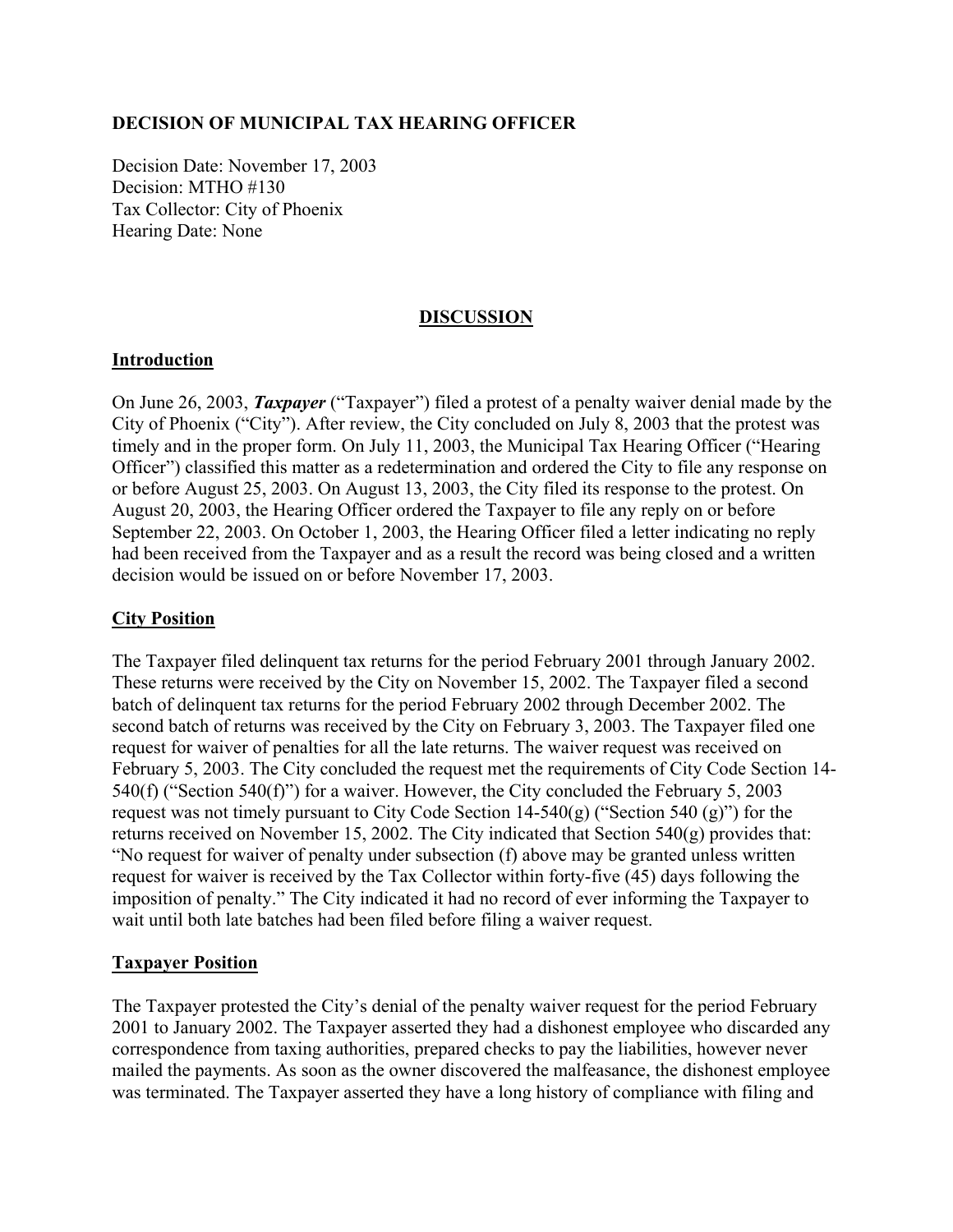**DECISION OF MUNICIPAL TAX HEARING OFFICER**

Decision Date: November 17, 2003
Decision: MTHO #130
Tax Collector: City of Phoenix
Hearing Date: None

## DISCUSSION

### Introduction

On June 26, 2003, ***Taxpayer*** ("Taxpayer") filed a protest of a penalty waiver denial made by the City of Phoenix ("City"). After review, the City concluded on July 8, 2003 that the protest was timely and in the proper form. On July 11, 2003, the Municipal Tax Hearing Officer ("Hearing Officer") classified this matter as a redetermination and ordered the City to file any response on or before August 25, 2003. On August 13, 2003, the City filed its response to the protest. On August 20, 2003, the Hearing Officer ordered the Taxpayer to file any reply on or before September 22, 2003. On October 1, 2003, the Hearing Officer filed a letter indicating no reply had been received from the Taxpayer and as a result the record was being closed and a written decision would be issued on or before November 17, 2003.

### City Position

The Taxpayer filed delinquent tax returns for the period February 2001 through January 2002. These returns were received by the City on November 15, 2002. The Taxpayer filed a second batch of delinquent tax returns for the period February 2002 through December 2002. The second batch of returns was received by the City on February 3, 2003. The Taxpayer filed one request for waiver of penalties for all the late returns. The waiver request was received on February 5, 2003. The City concluded the request met the requirements of City Code Section 14-540(f) ("Section 540(f)") for a waiver. However, the City concluded the February 5, 2003 request was not timely pursuant to City Code Section 14-540(g) ("Section 540 (g)") for the returns received on November 15, 2002. The City indicated that Section 540(g) provides that: "No request for waiver of penalty under subsection (f) above may be granted unless written request for waiver is received by the Tax Collector within forty-five (45) days following the imposition of penalty." The City indicated it had no record of ever informing the Taxpayer to wait until both late batches had been filed before filing a waiver request.

### Taxpayer Position

The Taxpayer protested the City's denial of the penalty waiver request for the period February 2001 to January 2002. The Taxpayer asserted they had a dishonest employee who discarded any correspondence from taxing authorities, prepared checks to pay the liabilities, however never mailed the payments. As soon as the owner discovered the malfeasance, the dishonest employee was terminated. The Taxpayer asserted they have a long history of compliance with filing and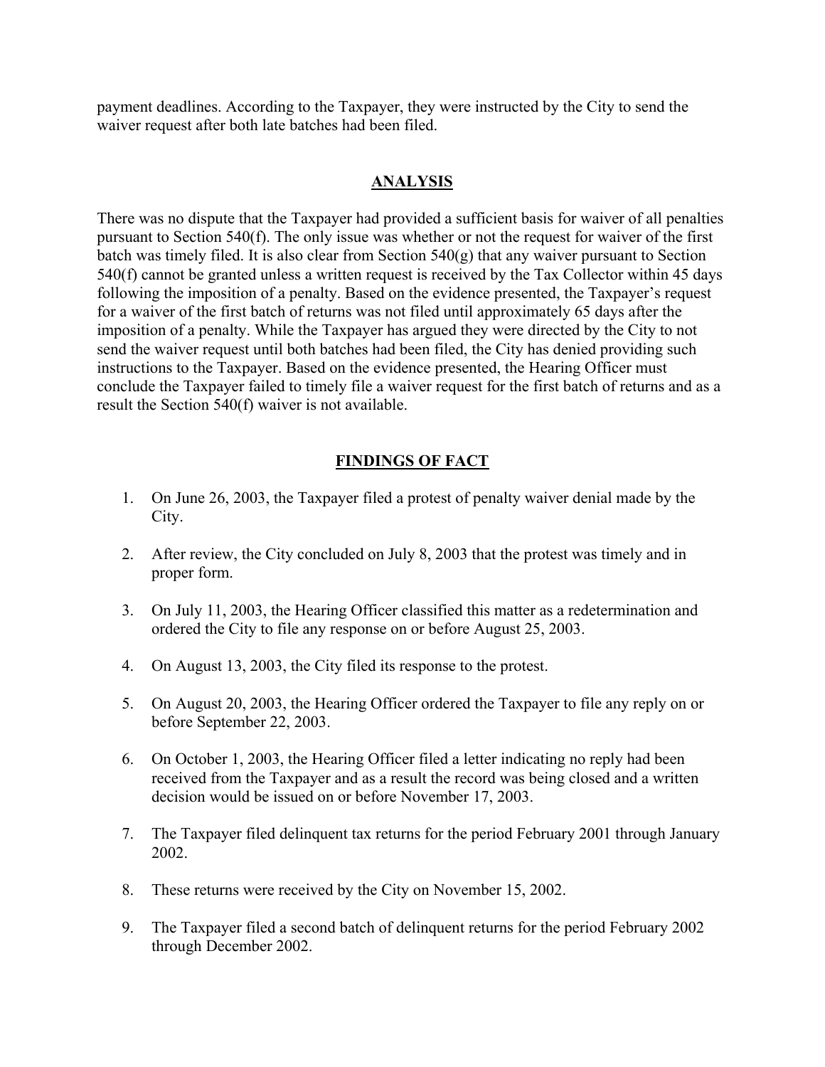payment deadlines. According to the Taxpayer, they were instructed by the City to send the waiver request after both late batches had been filed.

## ANALYSIS

There was no dispute that the Taxpayer had provided a sufficient basis for waiver of all penalties pursuant to Section 540(f). The only issue was whether or not the request for waiver of the first batch was timely filed. It is also clear from Section 540(g) that any waiver pursuant to Section 540(f) cannot be granted unless a written request is received by the Tax Collector within 45 days following the imposition of a penalty. Based on the evidence presented, the Taxpayer's request for a waiver of the first batch of returns was not filed until approximately 65 days after the imposition of a penalty. While the Taxpayer has argued they were directed by the City to not send the waiver request until both batches had been filed, the City has denied providing such instructions to the Taxpayer. Based on the evidence presented, the Hearing Officer must conclude the Taxpayer failed to timely file a waiver request for the first batch of returns and as a result the Section 540(f) waiver is not available.

## FINDINGS OF FACT

1. On June 26, 2003, the Taxpayer filed a protest of penalty waiver denial made by the City.
2. After review, the City concluded on July 8, 2003 that the protest was timely and in proper form.
3. On July 11, 2003, the Hearing Officer classified this matter as a redetermination and ordered the City to file any response on or before August 25, 2003.
4. On August 13, 2003, the City filed its response to the protest.
5. On August 20, 2003, the Hearing Officer ordered the Taxpayer to file any reply on or before September 22, 2003.
6. On October 1, 2003, the Hearing Officer filed a letter indicating no reply had been received from the Taxpayer and as a result the record was being closed and a written decision would be issued on or before November 17, 2003.
7. The Taxpayer filed delinquent tax returns for the period February 2001 through January 2002.
8. These returns were received by the City on November 15, 2002.
9. The Taxpayer filed a second batch of delinquent returns for the period February 2002 through December 2002.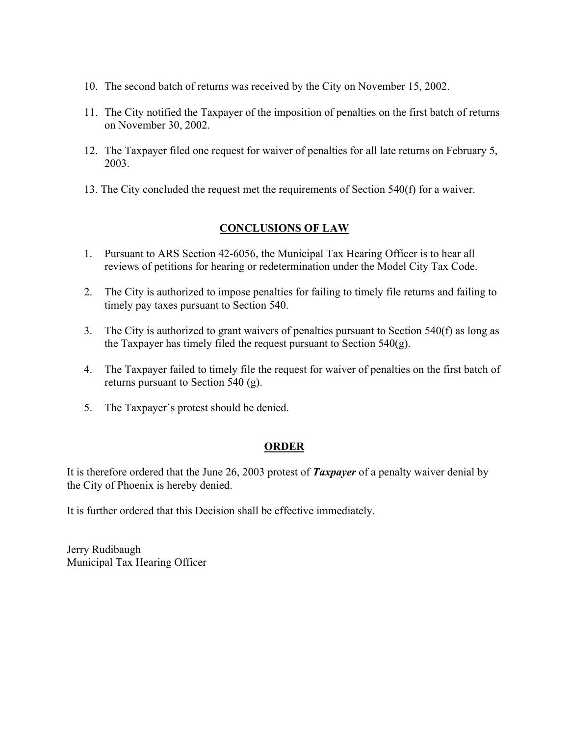10. The second batch of returns was received by the City on November 15, 2002.

11. The City notified the Taxpayer of the imposition of penalties on the first batch of returns on November 30, 2002.

12. The Taxpayer filed one request for waiver of penalties for all late returns on February 5, 2003.

13. The City concluded the request met the requirements of Section 540(f) for a waiver.

## CONCLUSIONS OF LAW

1. Pursuant to ARS Section 42-6056, the Municipal Tax Hearing Officer is to hear all reviews of petitions for hearing or redetermination under the Model City Tax Code.

2. The City is authorized to impose penalties for failing to timely file returns and failing to timely pay taxes pursuant to Section 540.

3. The City is authorized to grant waivers of penalties pursuant to Section 540(f) as long as the Taxpayer has timely filed the request pursuant to Section 540(g).

4. The Taxpayer failed to timely file the request for waiver of penalties on the first batch of returns pursuant to Section 540 (g).

5. The Taxpayer's protest should be denied.

## ORDER

It is therefore ordered that the June 26, 2003 protest of ***Taxpayer*** of a penalty waiver denial by the City of Phoenix is hereby denied.

It is further ordered that this Decision shall be effective immediately.

Jerry Rudibaugh
Municipal Tax Hearing Officer